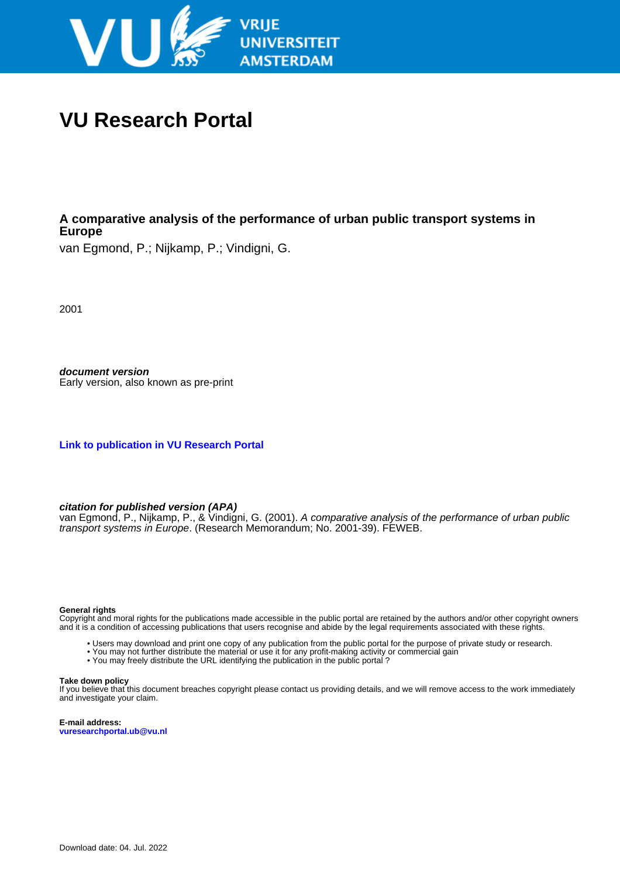# VU Research Portal

## A comparative analysis of the performance of urban public transport systems in Europe

van Egmond, P.; Nijkamp, P.; Vindigni, G.

2001

***document version***
Early version, also known as pre-print

**Link to publication in VU Research Portal**

***citation for published version (APA)***
van Egmond, P., Nijkamp, P., & Vindigni, G. (2001). *A comparative analysis of the performance of urban public transport systems in Europe*. (Research Memorandum; No. 2001-39). FEWEB.

**General rights**
Copyright and moral rights for the publications made accessible in the public portal are retained by the authors and/or other copyright owners and it is a condition of accessing publications that users recognise and abide by the legal requirements associated with these rights.

- Users may download and print one copy of any publication from the public portal for the purpose of private study or research.
- You may not further distribute the material or use it for any profit-making activity or commercial gain
- You may freely distribute the URL identifying the publication in the public portal ?

**Take down policy**
If you believe that this document breaches copyright please contact us providing details, and we will remove access to the work immediately and investigate your claim.

**E-mail address:**
vuresearchportal.ub@vu.nl

Download date: 04. Jul. 2022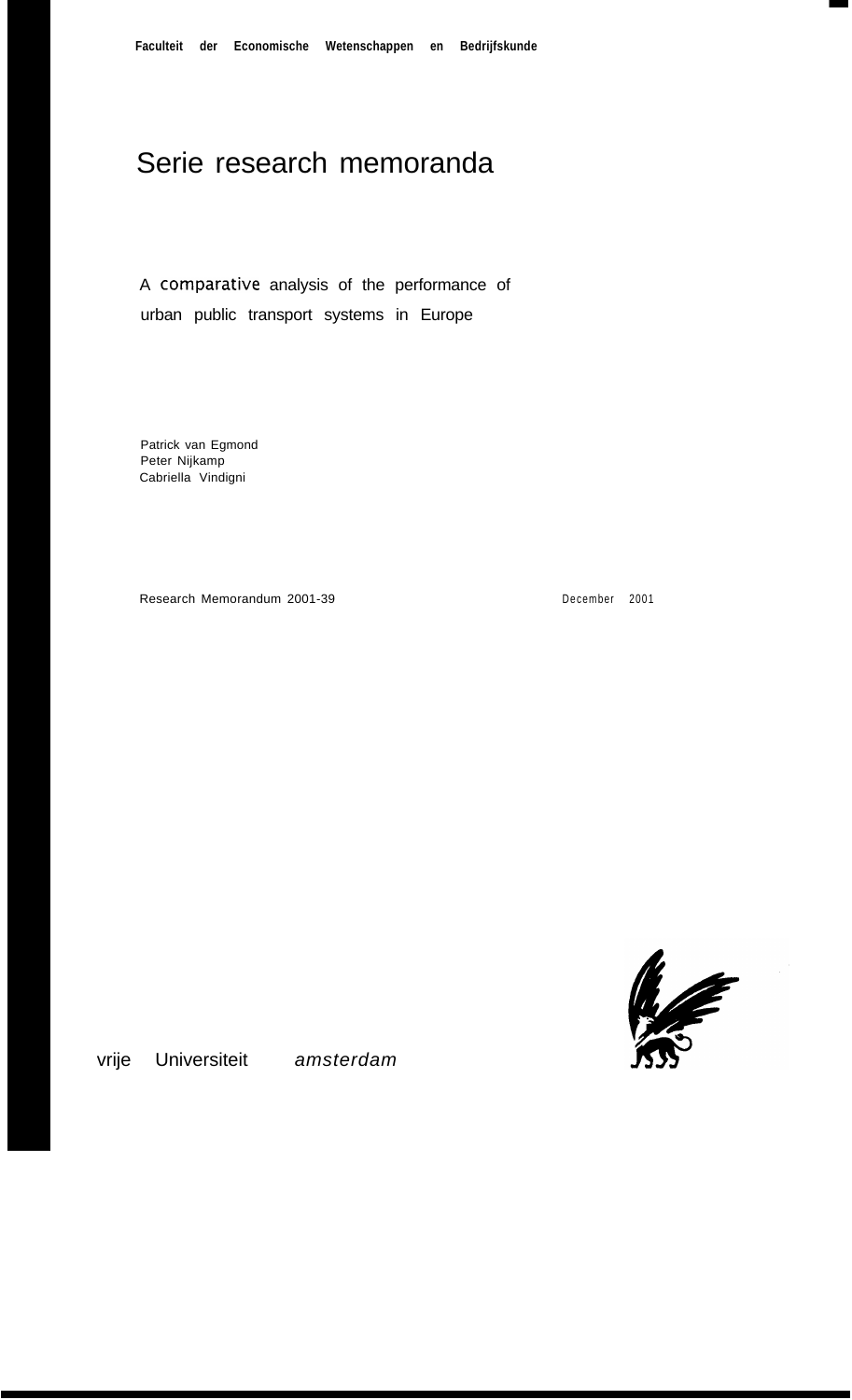**Faculteit der Economische Wetenschappen en Bedrijfskunde**

# Serie research memoranda

A comparative analysis of the performance of urban public transport systems in Europe

Patrick van Egmond
Peter Nijkamp
Cabriella Vindigni

Research Memorandum 2001-39

December 2001

vrije Universiteit *amsterdam*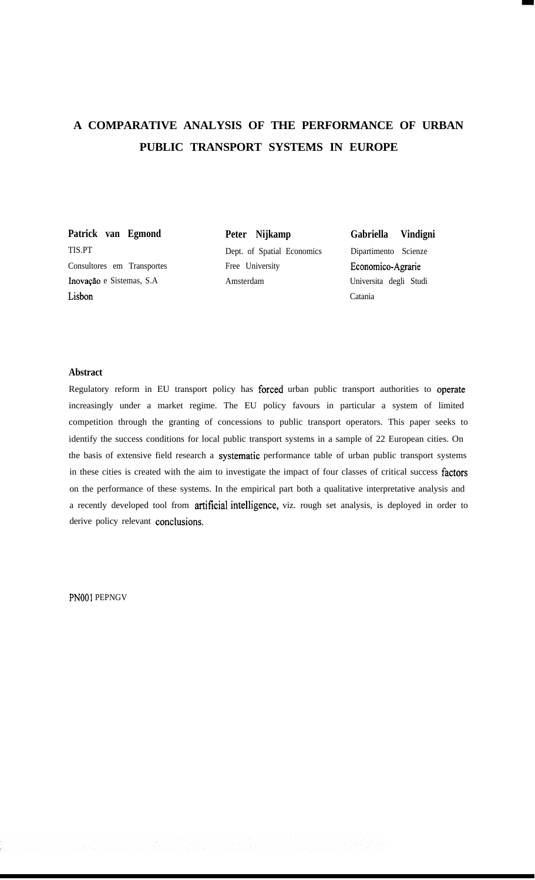# A COMPARATIVE ANALYSIS OF THE PERFORMANCE OF URBAN PUBLIC TRANSPORT SYSTEMS IN EUROPE

**Patrick van Egmond**
TIS.PT
Consultores em Transportes
Inovação e Sistemas, S.A
Lisbon

**Peter Nijkamp**
Dept. of Spatial Economics
Free University
Amsterdam

**Gabriella Vindigni**
Dipartimento Scienze
Economico-Agrarie
Universita degli Studi
Catania

**Abstract**

Regulatory reform in EU transport policy has forced urban public transport authorities to operate increasingly under a market regime. The EU policy favours in particular a system of limited competition through the granting of concessions to public transport operators. This paper seeks to identify the success conditions for local public transport systems in a sample of 22 European cities. On the basis of extensive field research a systematic performance table of urban public transport systems in these cities is created with the aim to investigate the impact of four classes of critical success factors on the performance of these systems. In the empirical part both a qualitative interpretative analysis and a recently developed tool from artificial intelligence, viz. rough set analysis, is deployed in order to derive policy relevant conclusions.

PN001 PEPNGV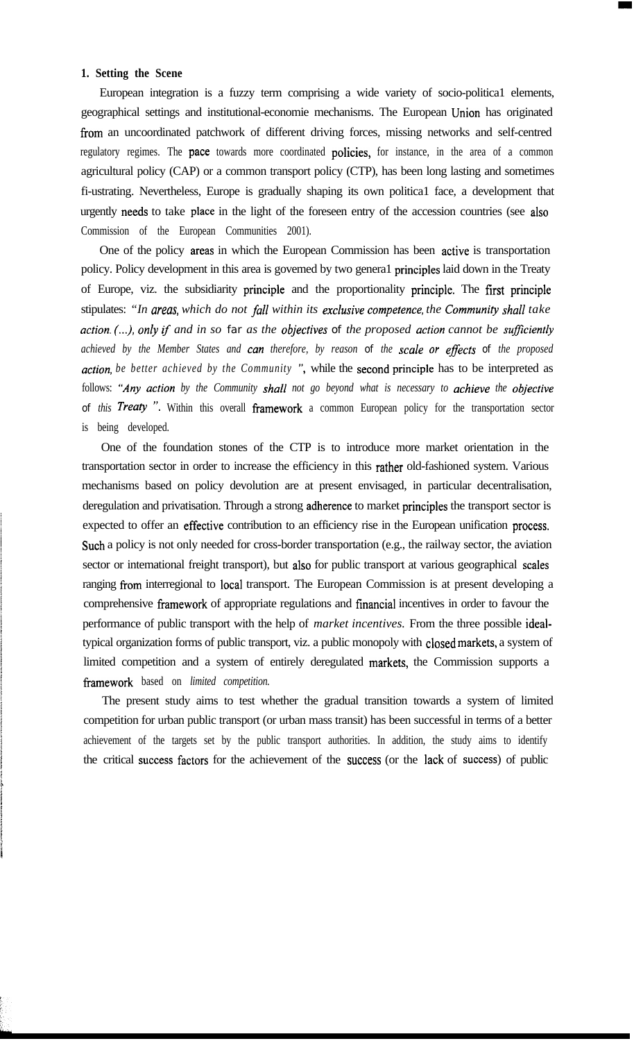## 1. Setting the Scene

European integration is a fuzzy term comprising a wide variety of socio-politica1 elements, geographical settings and institutional-economie mechanisms. The European Union has originated from an uncoordinated patchwork of different driving forces, missing networks and self-centred regulatory regimes. The pace towards more coordinated policies, for instance, in the area of a common agricultural policy (CAP) or a common transport policy (CTP), has been long lasting and sometimes fi-ustrating. Nevertheless, Europe is gradually shaping its own politica1 face, a development that urgently needs to take place in the light of the foreseen entry of the accession countries (see also Commission of the European Communities 2001).

One of the policy areas in which the European Commission has been active is transportation policy. Policy development in this area is governed by two genera1 principles laid down in the Treaty of Europe, viz. the subsidiarity principle and the proportionality principle. The first principle stipulates: *"In areas, which do not fall within its exclusive competence, the Community shall take action. (...), only if and in so far as the objectives of the proposed action cannot be sufficiently achieved by the Member States and can therefore, by reason of the scale or effects of the proposed action, be better achieved by the Community "*, while the second principle has to be interpreted as follows: *"Any action by the Community shall not go beyond what is necessary to achieve the objective of this Treaty "*. Within this overall framework a common European policy for the transportation sector is being developed.

One of the foundation stones of the CTP is to introduce more market orientation in the transportation sector in order to increase the efficiency in this rather old-fashioned system. Various mechanisms based on policy devolution are at present envisaged, in particular decentralisation, deregulation and privatisation. Through a strong adherence to market principles the transport sector is expected to offer an effective contribution to an efficiency rise in the European unification process. Such a policy is not only needed for cross-border transportation (e.g., the railway sector, the aviation sector or intemational freight transport), but also for public transport at various geographical scales ranging from interregional to local transport. The European Commission is at present developing a comprehensive framework of appropriate regulations and financial incentives in order to favour the performance of public transport with the help of *market incentives.* From the three possible ideal-typical organization forms of public transport, viz. a public monopoly with closed markets, a system of limited competition and a system of entirely deregulated markets, the Commission supports a framework based on *limited competition.*

The present study aims to test whether the gradual transition towards a system of limited competition for urban public transport (or urban mass transit) has been successful in terms of a better achievement of the targets set by the public transport authorities. In addition, the study aims to identify the critical success factors for the achievement of the success (or the lack of success) of public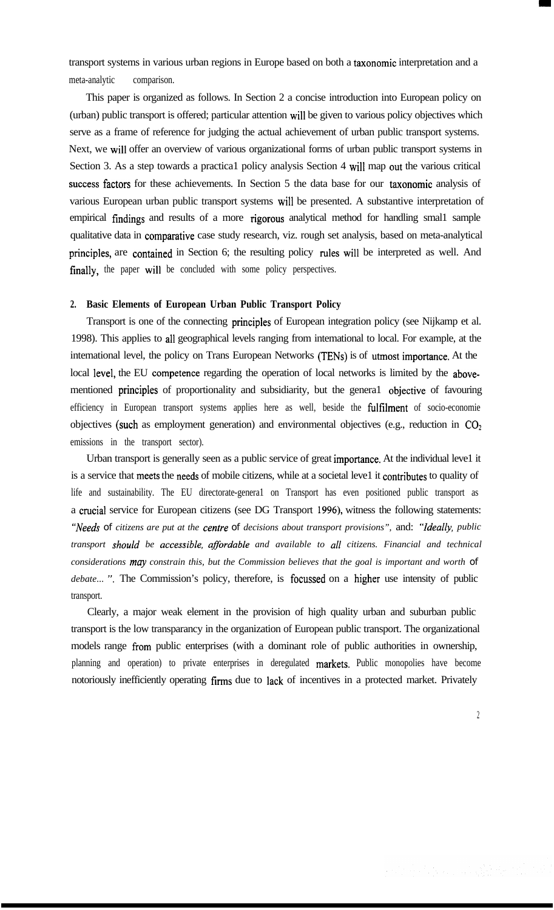transport systems in various urban regions in Europe based on both a taxonomic interpretation and a meta-analytic comparison.

This paper is organized as follows. In Section 2 a concise introduction into European policy on (urban) public transport is offered; particular attention will be given to various policy objectives which serve as a frame of reference for judging the actual achievement of urban public transport systems. Next, we will offer an overview of various organizational forms of urban public transport systems in Section 3. As a step towards a practica1 policy analysis Section 4 will map out the various critical success factors for these achievements. In Section 5 the data base for our taxonomic analysis of various European urban public transport systems will be presented. A substantive interpretation of empirical findings and results of a more rigorous analytical method for handling smal1 sample qualitative data in comparative case study research, viz. rough set analysis, based on meta-analytical principles, are contained in Section 6; the resulting policy rules will be interpreted as well. And finally, the paper will be concluded with some policy perspectives.

## 2. Basic Elements of European Urban Public Transport Policy

Transport is one of the connecting principles of European integration policy (see Nijkamp et al. 1998). This applies to all geographical levels ranging from international to local. For example, at the international level, the policy on Trans European Networks (TENs) is of utmost importance. At the local level, the EU competence regarding the operation of local networks is limited by the above-mentioned principles of proportionality and subsidiarity, but the genera1 objective of favouring efficiency in European transport systems applies here as well, beside the fulfilment of socio-economie objectives (such as employment generation) and environmental objectives (e.g., reduction in $CO_2$ emissions in the transport sector).

Urban transport is generally seen as a public service of great importance. At the individual leve1 it is a service that meets the needs of mobile citizens, while at a societal leve1 it contributes to quality of life and sustainability. The EU directorate-genera1 on Transport has even positioned public transport as a crucial service for European citizens (see DG Transport 1996), witness the following statements: *"Needs of citizens are put at the centre of decisions about transport provisions"*, and: *"Ideally, public transport should be accessible, affordable and available to all citizens. Financial and technical considerations may constrain this, but the Commission believes that the goal is important and worth of debate... "*. The Commission's policy, therefore, is focussed on a higher use intensity of public transport.

Clearly, a major weak element in the provision of high quality urban and suburban public transport is the low transparancy in the organization of European public transport. The organizational models range from public enterprises (with a dominant role of public authorities in ownership, planning and operation) to private enterprises in deregulated markets. Public monopolies have become notoriously inefficiently operating firms due to lack of incentives in a protected market. Privately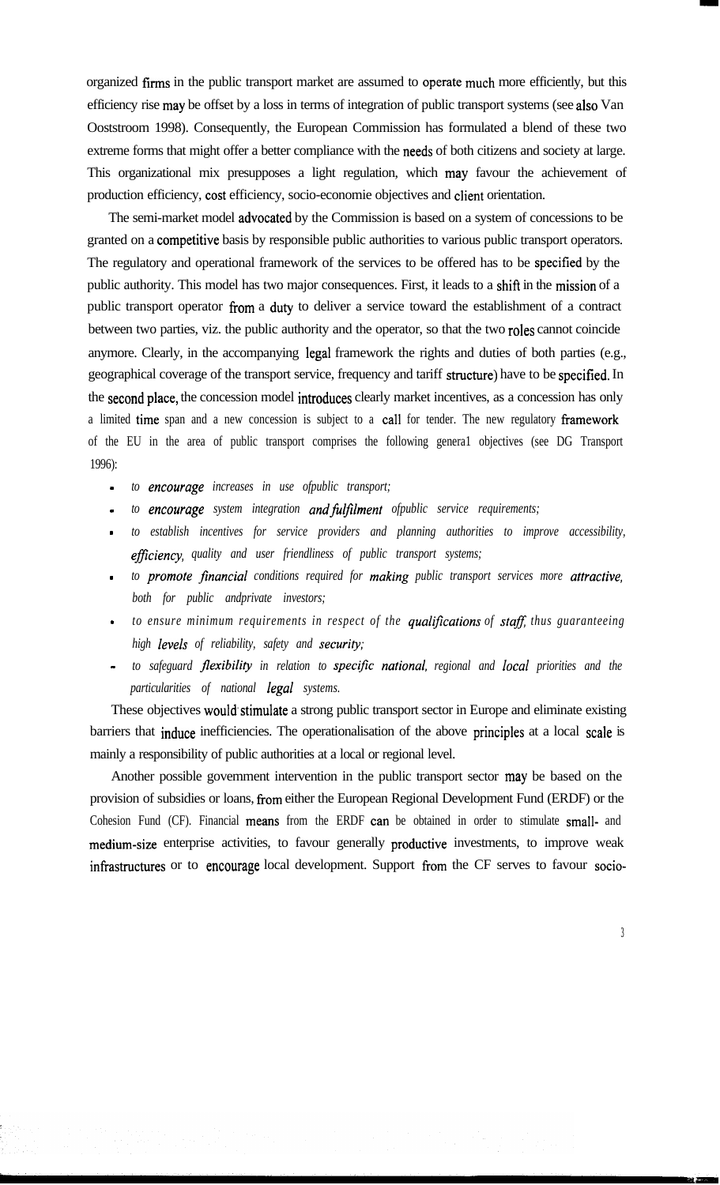organized firms in the public transport market are assumed to operate much more efficiently, but this efficiency rise may be offset by a loss in terms of integration of public transport systems (see also Van Ooststroom 1998). Consequently, the European Commission has formulated a blend of these two extreme forms that might offer a better compliance with the needs of both citizens and society at large. This organizational mix presupposes a light regulation, which may favour the achievement of production efficiency, cost efficiency, socio-economie objectives and client orientation.

The semi-market model advocated by the Commission is based on a system of concessions to be granted on a competitive basis by responsible public authorities to various public transport operators. The regulatory and operational framework of the services to be offered has to be specified by the public authority. This model has two major consequences. First, it leads to a shift in the mission of a public transport operator from a duty to deliver a service toward the establishment of a contract between two parties, viz. the public authority and the operator, so that the two roles cannot coincide anymore. Clearly, in the accompanying legal framework the rights and duties of both parties (e.g., geographical coverage of the transport service, frequency and tariff structure) have to be specified. In the second place, the concession model introduces clearly market incentives, as a concession has only a limited time span and a new concession is subject to a call for tender. The new regulatory framework of the EU in the area of public transport comprises the following genera1 objectives (see DG Transport 1996):

- *to encourage increases in use ofpublic transport;*
- *to encourage system integration and fulfilment ofpublic service requirements;*
- *to establish incentives for service providers and planning authorities to improve accessibility, efficiency, quality and user friendliness of public transport systems;*
- *to promote financial conditions required for making public transport services more attractive, both for public andprivate investors;*
- *to ensure minimum requirements in respect of the qualifications of staff, thus guaranteeing high levels of reliability, safety and security;*
- *to safeguard flexibility in relation to specific national, regional and local priorities and the particularities of national legal systems.*

These objectives would stimulate a strong public transport sector in Europe and eliminate existing barriers that induce inefficiencies. The operationalisation of the above principles at a local scale is mainly a responsibility of public authorities at a local or regional level.

Another possible government intervention in the public transport sector may be based on the provision of subsidies or loans, from either the European Regional Development Fund (ERDF) or the Cohesion Fund (CF). Financial means from the ERDF can be obtained in order to stimulate small- and medium-size enterprise activities, to favour generally productive investments, to improve weak infrastructures or to encourage local development. Support from the CF serves to favour socio-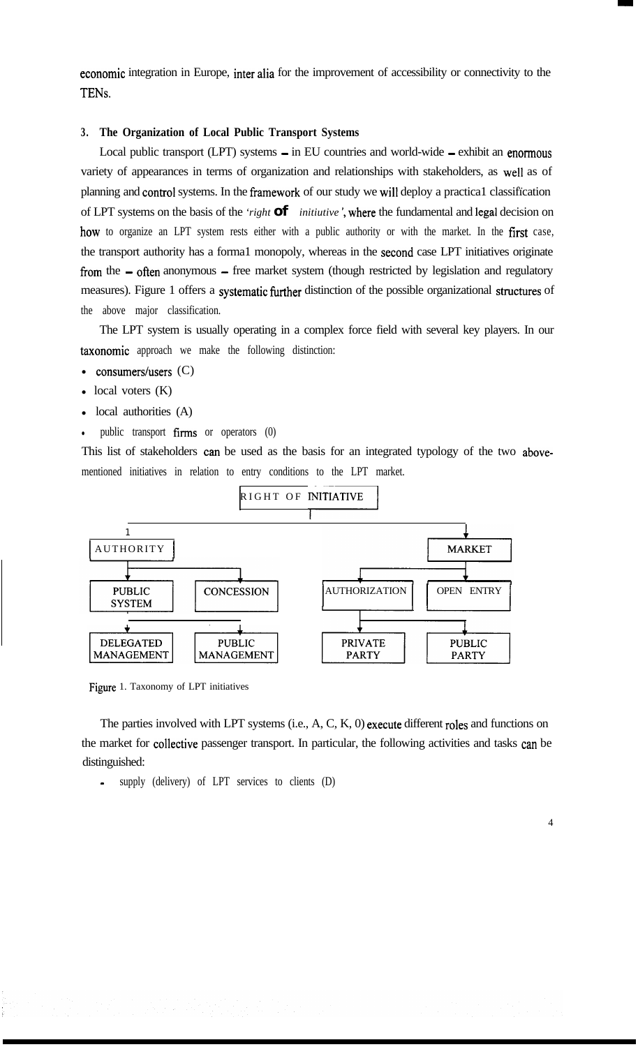economic integration in Europe, inter alia for the improvement of accessibility or connectivity to the TENs.

### 3. The Organization of Local Public Transport Systems

Local public transport (LPT) systems – in EU countries and world-wide – exhibit an enormous variety of appearances in terms of organization and relationships with stakeholders, as well as of planning and control systems. In the framework of our study we will deploy a practica1 classification of LPT systems on the basis of the *'right of initiutive'*, where the fundamental and legal decision on how to organize an LPT system rests either with a public authority or with the market. In the first case, the transport authority has a forma1 monopoly, whereas in the second case LPT initiatives originate from the – often anonymous – free market system (though restricted by legislation and regulatory measures). Figure 1 offers a systematic further distinction of the possible organizational structures of the above major classification.

The LPT system is usually operating in a complex force field with several key players. In our taxonomic approach we make the following distinction:

- consumers/users (C)
- local voters (K)
- local authorities (A)
- public transport firms or operators (0)

This list of stakeholders can be used as the basis for an integrated typology of the two above-mentioned initiatives in relation to entry conditions to the LPT market.

```
                         RIGHT OF INITIATIVE
                 ┌──────────────┴──────────────┐
             AUTHORITY                       MARKET
          ┌──────┴──────┐               ┌──────┴──────┐
    PUBLIC SYSTEM   CONCESSION    AUTHORIZATION   OPEN ENTRY
          ┌──────┴──────┐               ┌──────┴──────┐
   DELEGATED         PUBLIC          PRIVATE        PUBLIC
   MANAGEMENT     MANAGEMENT          PARTY          PARTY
```

Figure 1. Taxonomy of LPT initiatives

The parties involved with LPT systems (i.e., A, C, K, 0) execute different roles and functions on the market for collective passenger transport. In particular, the following activities and tasks can be distinguished:

- supply (delivery) of LPT services to clients (D)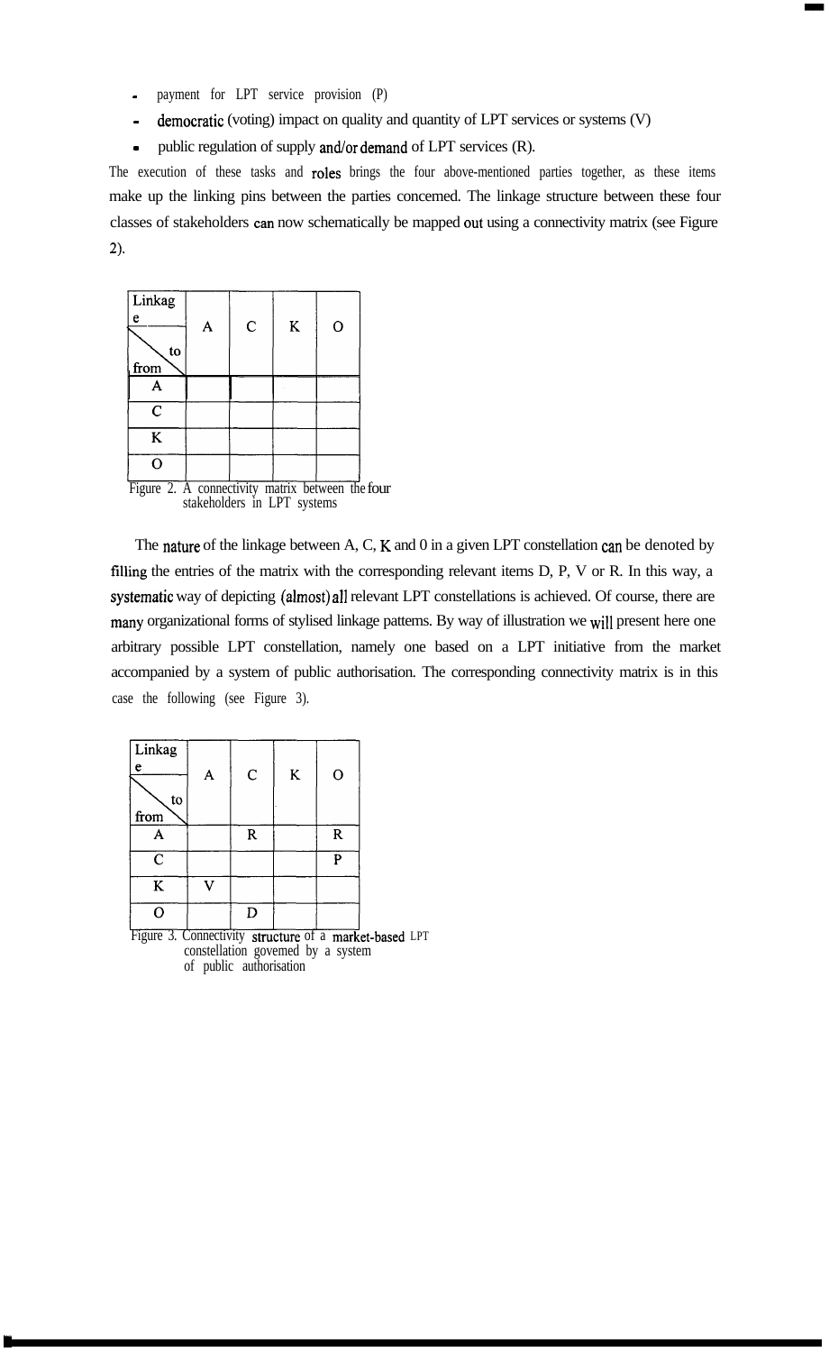- payment for LPT service provision (P)
- democratic (voting) impact on quality and quantity of LPT services or systems (V)
- public regulation of supply and/or demand of LPT services (R).

The execution of these tasks and roles brings the four above-mentioned parties together, as these items make up the linking pins between the parties concerned. The linkage structure between these four classes of stakeholders can now schematically be mapped out using a connectivity matrix (see Figure 2).

| Linkage from \ to | A | C | K | O |
|---|---|---|---|---|
| A | | | | |
| C | | | | |
| K | | | | |
| O | | | | |

Figure 2. A connectivity matrix between the four stakeholders in LPT systems

The nature of the linkage between A, C, K and 0 in a given LPT constellation can be denoted by filling the entries of the matrix with the corresponding relevant items D, P, V or R. In this way, a systematic way of depicting (almost) all relevant LPT constellations is achieved. Of course, there are many organizational forms of stylised linkage patterns. By way of illustration we will present here one arbitrary possible LPT constellation, namely one based on a LPT initiative from the market accompanied by a system of public authorisation. The corresponding connectivity matrix is in this case the following (see Figure 3).

| Linkage from \ to | A | C | K | O |
|---|---|---|---|---|
| A | | R | | R |
| C | | | | P |
| K | V | | | |
| O | | D | | |

Figure 3. Connectivity structure of a market-based LPT constellation governed by a system of public authorisation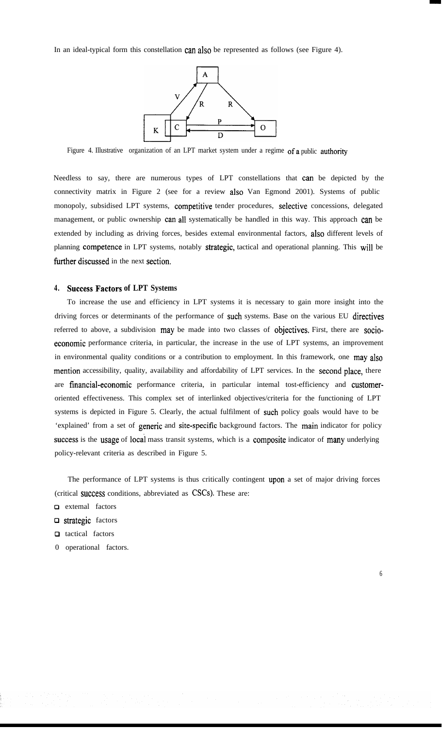In an ideal-typical form this constellation can also be represented as follows (see Figure 4).

Figure 4. Illustrative organization of an LPT market system under a regime of a public authority

Needless to say, there are numerous types of LPT constellations that can be depicted by the connectivity matrix in Figure 2 (see for a review also Van Egmond 2001). Systems of public monopoly, subsidised LPT systems, competitive tender procedures, selective concessions, delegated management, or public ownership can all systematically be handled in this way. This approach can be extended by including as driving forces, besides extemal environmental factors, also different levels of planning competence in LPT systems, notably strategic, tactical and operational planning. This will be further discussed in the next section.

## 4. Success Factors of LPT Systems

To increase the use and efficiency in LPT systems it is necessary to gain more insight into the driving forces or determinants of the performance of such systems. Base on the various EU directives referred to above, a subdivision may be made into two classes of objectives. First, there are socio-economic performance criteria, in particular, the increase in the use of LPT systems, an improvement in environmental quality conditions or a contribution to employment. In this framework, one may also mention accessibility, quality, availability and affordability of LPT services. In the second place, there are financial-economic performance criteria, in particular intemal tost-efficiency and customer-oriented effectiveness. This complex set of interlinked objectives/criteria for the functioning of LPT systems is depicted in Figure 5. Clearly, the actual fulfilment of such policy goals would have to be 'explained' from a set of generic and site-specific background factors. The main indicator for policy success is the usage of local mass transit systems, which is a composite indicator of many underlying policy-relevant criteria as described in Figure 5.

The performance of LPT systems is thus critically contingent upon a set of major driving forces (critical success conditions, abbreviated as CSCs). These are:

- extemal factors
- strategic factors
- tactical factors
- operational factors.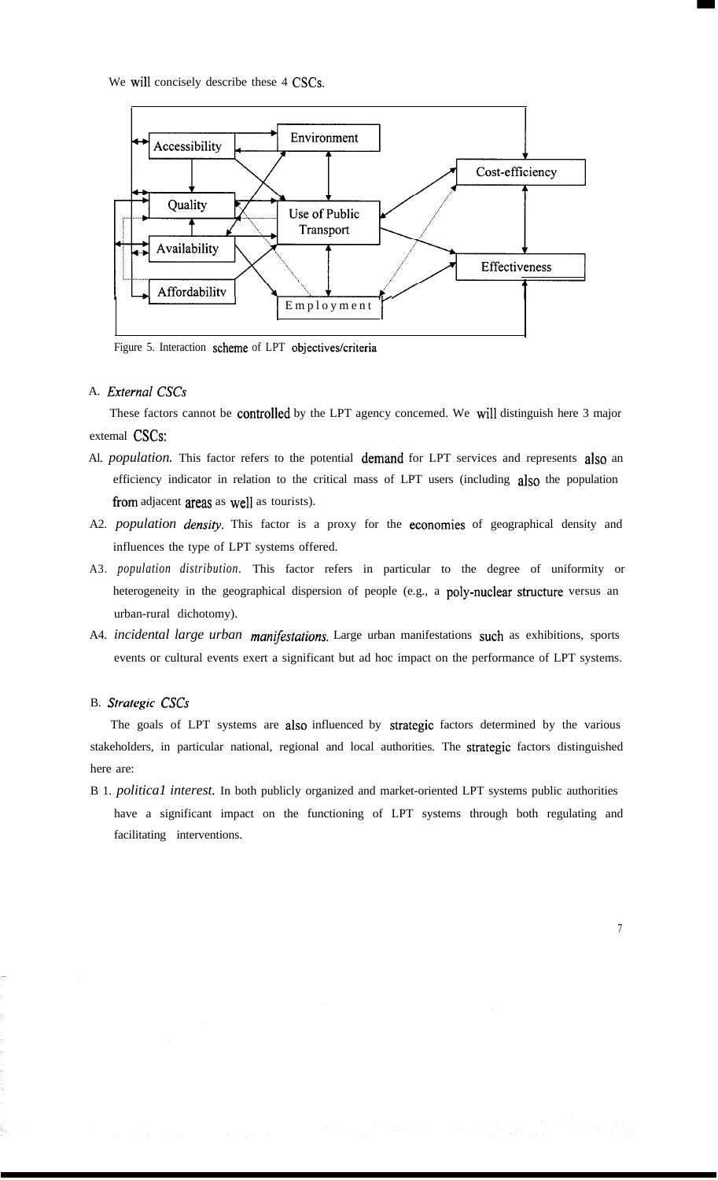We will concisely describe these 4 CSCs.

Figure 5. Interaction scheme of LPT objectives/criteria

A. *External CSCs*

These factors cannot be controlled by the LPT agency concemed. We will distinguish here 3 major extemal CSCs:

Al. *population.* This factor refers to the potential demand for LPT services and represents also an efficiency indicator in relation to the critical mass of LPT users (including also the population from adjacent areas as well as tourists).

A2. *population density.* This factor is a proxy for the economies of geographical density and influences the type of LPT systems offered.

A3. *population distribution.* This factor refers in particular to the degree of uniformity or heterogeneity in the geographical dispersion of people (e.g., a poly-nuclear structure versus an urban-rural dichotomy).

A4. *incidental large urban manifestations.* Large urban manifestations such as exhibitions, sports events or cultural events exert a significant but ad hoc impact on the performance of LPT systems.

B. *Strategic CSCs*

The goals of LPT systems are also influenced by strategic factors determined by the various stakeholders, in particular national, regional and local authorities. The strategic factors distinguished here are:

B 1. *politica1 interest.* In both publicly organized and market-oriented LPT systems public authorities have a significant impact on the functioning of LPT systems through both regulating and facilitating interventions.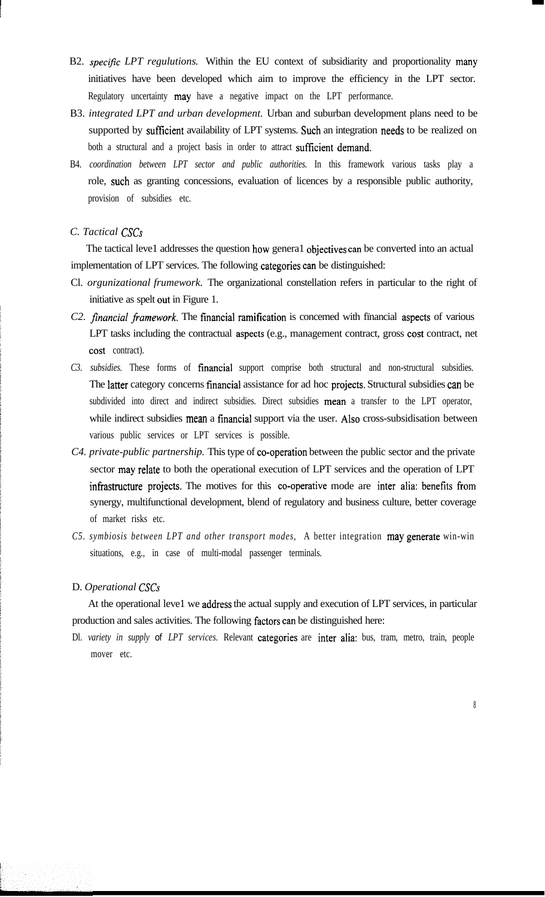B2. *specific LPT regulutions.* Within the EU context of subsidiarity and proportionality many initiatives have been developed which aim to improve the efficiency in the LPT sector. Regulatory uncertainty may have a negative impact on the LPT performance.

B3. *integrated LPT and urban development.* Urban and suburban development plans need to be supported by sufficient availability of LPT systems. Such an integration needs to be realized on both a structural and a project basis in order to attract sufficient demand.

B4. *coordination between LPT sector and public authorities.* In this framework various tasks play a role, such as granting concessions, evaluation of licences by a responsible public authority, provision of subsidies etc.

### *C. Tactical CSCs*

The tactical leve1 addresses the question how genera1 objectives can be converted into an actual implementation of LPT services. The following categories can be distinguished:

Cl. *orgunizational frumework.* The organizational constellation refers in particular to the right of initiative as spelt out in Figure 1.

C2. *financial framework.* The financial ramification is concemed with financial aspects of various LPT tasks including the contractual aspects (e.g., management contract, gross cost contract, net cost contract).

C3. *subsidies.* These forms of financial support comprise both structural and non-structural subsidies. The latter category concerns financial assistance for ad hoc projects. Structural subsidies can be subdivided into direct and indirect subsidies. Direct subsidies mean a transfer to the LPT operator, while indirect subsidies mean a financial support via the user. Also cross-subsidisation between various public services or LPT services is possible.

C4. *private-public partnership.* This type of co-operation between the public sector and the private sector may relate to both the operational execution of LPT services and the operation of LPT infrastructure projects. The motives for this co-operative mode are inter alia: benefits from synergy, multifunctional development, blend of regulatory and business culture, better coverage of market risks etc.

C5. *symbiosis between LPT and other transport modes,* A better integration may generate win-win situations, e.g., in case of multi-modal passenger terminals.

### D. *Operational CSCs*

At the operational leve1 we address the actual supply and execution of LPT services, in particular production and sales activities. The following factors can be distinguished here:

Dl. *variety in supply of LPT services.* Relevant categories are inter alia: bus, tram, metro, train, people mover etc.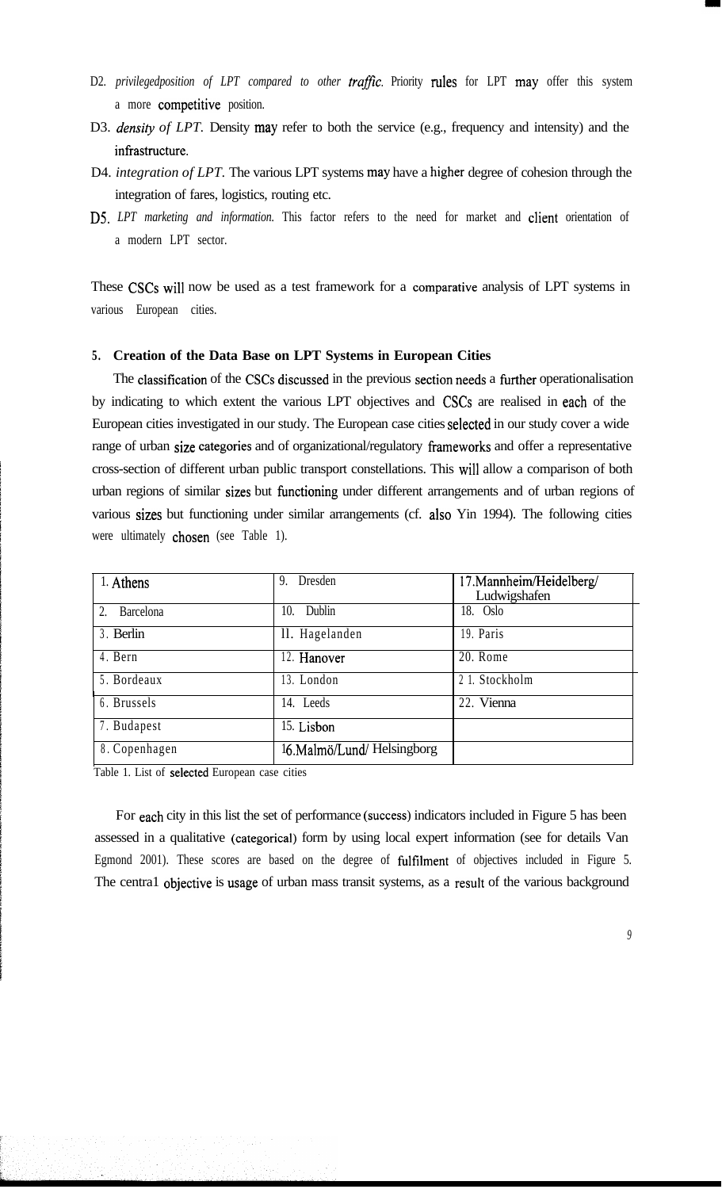D2. *privilegedposition of LPT compared to other traffic.* Priority rules for LPT may offer this system a more competitive position.

D3. *density of LPT.* Density may refer to both the service (e.g., frequency and intensity) and the infrastructure.

D4. *integration of LPT.* The various LPT systems may have a higher degree of cohesion through the integration of fares, logistics, routing etc.

D5. *LPT marketing and information.* This factor refers to the need for market and client orientation of a modern LPT sector.

These CSCs will now be used as a test framework for a comparative analysis of LPT systems in various European cities.

## 5. Creation of the Data Base on LPT Systems in European Cities

The classification of the CSCs discussed in the previous section needs a further operationalisation by indicating to which extent the various LPT objectives and CSCs are realised in each of the European cities investigated in our study. The European case cities selected in our study cover a wide range of urban size categories and of organizational/regulatory frameworks and offer a representative cross-section of different urban public transport constellations. This will allow a comparison of both urban regions of similar sizes but functioning under different arrangements and of urban regions of various sizes but functioning under similar arrangements (cf. also Yin 1994). The following cities were ultimately chosen (see Table 1).

| | | |
|---|---|---|
| 1. Athens | 9. Dresden | 17. Mannheim/Heidelberg/ Ludwigshafen |
| 2. Barcelona | 10. Dublin | 18. Oslo |
| 3. Berlin | 11. Hagelanden | 19. Paris |
| 4. Bern | 12. Hanover | 20. Rome |
| 5. Bordeaux | 13. London | 21. Stockholm |
| 6. Brussels | 14. Leeds | 22. Vienna |
| 7. Budapest | 15. Lisbon | |
| 8. Copenhagen | 16. Malmö/Lund/ Helsingborg | |

Table 1. List of selected European case cities

For each city in this list the set of performance (success) indicators included in Figure 5 has been assessed in a qualitative (categorical) form by using local expert information (see for details Van Egmond 2001). These scores are based on the degree of fulfilment of objectives included in Figure 5. The central objective is usage of urban mass transit systems, as a result of the various background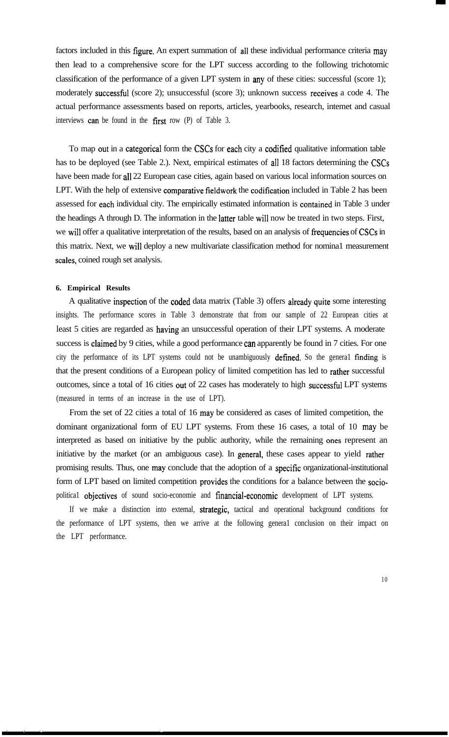factors included in this figure. An expert summation of all these individual performance criteria may then lead to a comprehensive score for the LPT success according to the following trichotomic classification of the performance of a given LPT system in any of these cities: successful (score 1); moderately successful (score 2); unsuccessful (score 3); unknown success receives a code 4. The actual performance assessments based on reports, articles, yearbooks, research, internet and casual interviews can be found in the first row (P) of Table 3.

To map out in a categorical form the CSCs for each city a codified qualitative information table has to be deployed (see Table 2.). Next, empirical estimates of all 18 factors determining the CSCs have been made for all 22 European case cities, again based on various local information sources on LPT. With the help of extensive comparative fieldwork the codification included in Table 2 has been assessed for each individual city. The empirically estimated information is contained in Table 3 under the headings A through D. The information in the latter table will now be treated in two steps. First, we will offer a qualitative interpretation of the results, based on an analysis of frequencies of CSCs in this matrix. Next, we will deploy a new multivariate classification method for nomina1 measurement scales, coined rough set analysis.

#### 6. Empirical Results

A qualitative inspection of the coded data matrix (Table 3) offers already quite some interesting insights. The performance scores in Table 3 demonstrate that from our sample of 22 European cities at least 5 cities are regarded as having an unsuccessful operation of their LPT systems. A moderate success is claimed by 9 cities, while a good performance can apparently be found in 7 cities. For one city the performance of its LPT systems could not be unambiguously defined. So the genera1 finding is that the present conditions of a European policy of limited competition has led to rather successful outcomes, since a total of 16 cities out of 22 cases has moderately to high successful LPT systems (measured in terms of an increase in the use of LPT).

From the set of 22 cities a total of 16 may be considered as cases of limited competition, the dominant organizational form of EU LPT systems. From these 16 cases, a total of 10 may be interpreted as based on initiative by the public authority, while the remaining ones represent an initiative by the market (or an ambiguous case). In general, these cases appear to yield rather promising results. Thus, one may conclude that the adoption of a specific organizational-institutional form of LPT based on limited competition provides the conditions for a balance between the socio-politica1 objectives of sound socio-economie and financial-economic development of LPT systems.

If we make a distinction into extemal, strategic, tactical and operational background conditions for the performance of LPT systems, then we arrive at the following genera1 conclusion on their impact on the LPT performance.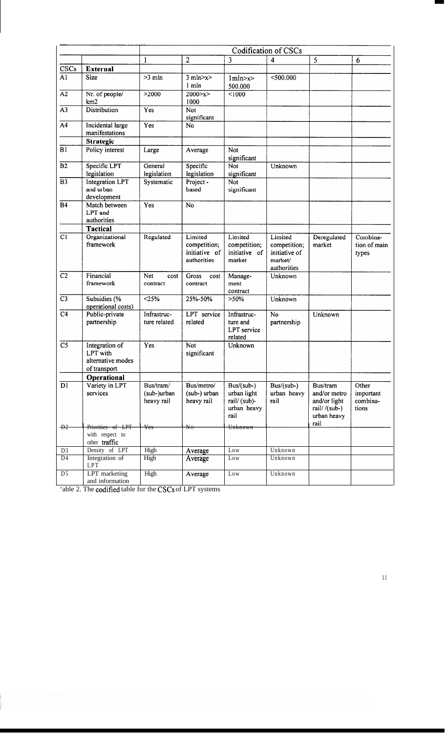| | | Codification of CSCs | | | | | |
|---|---|---|---|---|---|---|---|
| | | 1 | 2 | 3 | 4 | 5 | 6 |
| CSCs | **External** | | | | | | |
| A1 | Size | >3 mln | 3 mln>x> 1 mln | 1mln>x> 500.000 | <500.000 | | |
| A2 | Nr. of people/ km2 | >2000 | 2000>x> 1000 | <1000 | | | |
| A3 | Distribution | Yes | Not significant | | | | |
| A4 | Incidental large manifestations | Yes | No | | | | |
| | **Strategic** | | | | | | |
| B1 | Policy interest | Large | Average | Not significant | | | |
| B2 | Specific LPT legislation | General legislation | Specific legislation | Not significant | Unknown | | |
| B3 | Integration LPT and urban development | Systematic | Project - based | Not significant | | | |
| B4 | Match between LPT and authorities | Yes | No | | | | |
| | **Tactical** | | | | | | |
| C1 | Organizational framework | Regulated | Limited competition; initiative of authorities | Limited competition; initiative of market | Limited competition; initiative of market/ authorities | Deregulated market | Combination of main types |
| C2 | Financial framework | Net cost contract | Gross cost contract | Management contract | Unknown | | |
| C3 | Subsidies (% operational costs) | <25% | 25%-50% | >50% | Unknown | | |
| C4 | Public-private partnership | Infrastructure related | LPT service related | Infrastructure and LPT service related | No partnership | Unknown | |
| C5 | Integration of LPT with alternative modes of transport | Yes | Not significant | Unknown | | | |
| | **Operational** | | | | | | |
| D1 | Variety in LPT services | Bus/tram/ (sub-)urban heavy rail | Bus/metro/ (sub-) urban heavy rail | Bus/(sub-) urban light rail/ (sub)-urban heavy rail | Bus/(sub-) urban heavy rail | Bus/tram and/or metro and/or light rail/ /(sub-) urban heavy rail | Other important combinations |
| ~~D2~~ | ~~Priorities of LPT~~ with respect to other traffic | ~~Yes~~ | ~~No~~ | ~~Unknown~~ | | | |
| D3 | Density of LPT | High | Average | Low | Unknown | | |
| D4 | Integration of LPT | High | Average | Low | Unknown | | |
| D5 | LPT marketing and information | High | Average | Low | Unknown | | |

'able 2. The codified table for the CSCs of LPT systems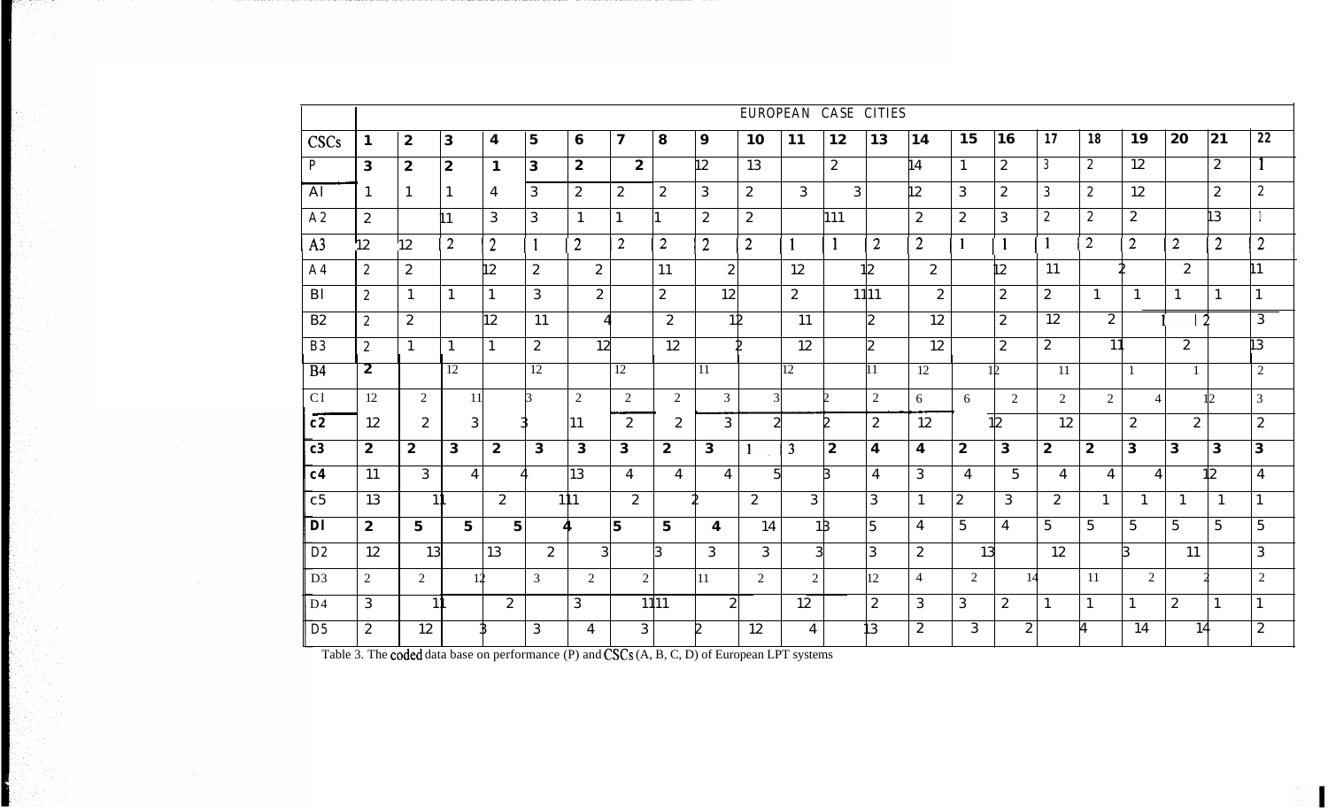| CSCs | EUROPEAN CASE CITIES | | | | | | | | | | | | | | | | | | | | |
|---|---|---|---|---|---|---|---|---|---|---|---|---|---|---|---|---|---|---|---|---|---|
| | 1 | 2 | 3 | 4 | 5 | 6 | 7 | 8 | 9 | 10 | 11 | 12 | 13 | 14 | 15 | 16 | 17 | 18 | 19 | 20 | 21 | 22 |
| P | 3 | 2 | 2 | 1 | 3 | 2 | 2 | | 12 | 13 | | 2 | | 14 | 1 | 2 | 3 | 2 | 12 | | 2 | 1 |
| A1 | 1 | 1 | 1 | 4 | 3 | 2 | 2 | 2 | 3 | 2 | 3 | 3 | | 12 | 3 | 2 | 3 | 2 | 12 | | 2 | 2 |
| A2 | 2 | | 11 | 3 | 3 | 1 | 1 | 1 | 2 | 2 | | 111 | | 2 | 2 | 3 | 2 | 2 | 2 | | 13 | 1 |
| A3 | 12 | 12 | 2 | 2 | 1 | 2 | 2 | 2 | 2 | 2 | 1 | 1 | 2 | 2 | 1 | 1 | 1 | 2 | 2 | 2 | 2 | 2 |
| A4 | 2 | 2 | | 12 | 2 | 2 | | 11 | 2 | | 12 | 12 | | 2 | | 12 | 11 | 2 | | 2 | | 11 |
| B1 | 2 | 1 | 1 | 1 | 3 | 2 | | 2 | 12 | | 2 | 1111 | | 2 | | 2 | 2 | 1 | 1 | 1 | 1 | 1 |
| B2 | 2 | 2 | | 12 | 11 | 4 | | 2 | 12 | | 11 | | 2 | 12 | | 2 | 12 | 2 | 1 | 2 | | 3 |
| B3 | 2 | 1 | 1 | 1 | 2 | 12 | | 12 | 2 | | 12 | | 2 | 12 | | 2 | 2 | 11 | | 2 | | 13 |
| B4 | 2 | | 12 | | 12 | | 12 | | 11 | | 12 | | 11 | 12 | 12 | | 11 | | 1 | 1 | | 2 |
| C1 | 12 | 2 | 11 | | 3 | 2 | 2 | 2 | 3 | 3 | | 2 | 2 | 6 | 6 | 2 | 2 | 2 | 4 | 12 | | 3 |
| C2 | 12 | 2 | 3 | 3 | | 11 | 2 | 2 | 3 | 2 | | 2 | 2 | 12 | 12 | | 12 | | 2 | 2 | | 2 |
| C3 | 2 | 2 | 3 | 2 | 3 | 3 | 3 | 2 | 3 | 1 | 3 | 2 | 4 | 4 | 2 | 3 | 2 | 2 | 3 | 3 | 3 | 3 |
| C4 | 11 | 3 | 4 | 4 | | 13 | 4 | 4 | 4 | 5 | | 3 | 4 | 3 | 4 | 5 | 4 | 4 | 4 | 12 | | 4 |
| C5 | 13 | 11 | | 2 | 111 | | 2 | 2 | | 2 | 3 | | 3 | 1 | 2 | 3 | 2 | 1 | 1 | 1 | 1 | 1 |
| D1 | 2 | 5 | 5 | 5 | 4 | | 5 | 5 | 4 | 14 | 13 | | 5 | 4 | 5 | 4 | 5 | 5 | 5 | 5 | 5 | 5 |
| D2 | 12 | 13 | | 13 | 2 | 3 | | 3 | 3 | 3 | 3 | | 3 | 2 | 13 | | 12 | | 3 | 11 | | 3 |
| D3 | 2 | 2 | 12 | | 3 | 2 | 2 | | 11 | 2 | 2 | | 12 | 4 | 2 | 14 | | 11 | 2 | 2 | | 2 |
| D4 | 3 | 11 | | 2 | | 3 | 1111 | | 2 | | 12 | | 2 | 3 | 3 | 2 | 1 | 1 | 1 | 2 | 1 | 1 |
| D5 | 2 | 12 | 3 | | 3 | 4 | 3 | | 2 | 12 | 4 | 13 | | 2 | 3 | 2 | | 4 | 14 | 14 | | 2 |

Table 3. The coded data base on performance (P) and CSCs (A, B, C, D) of European LPT systems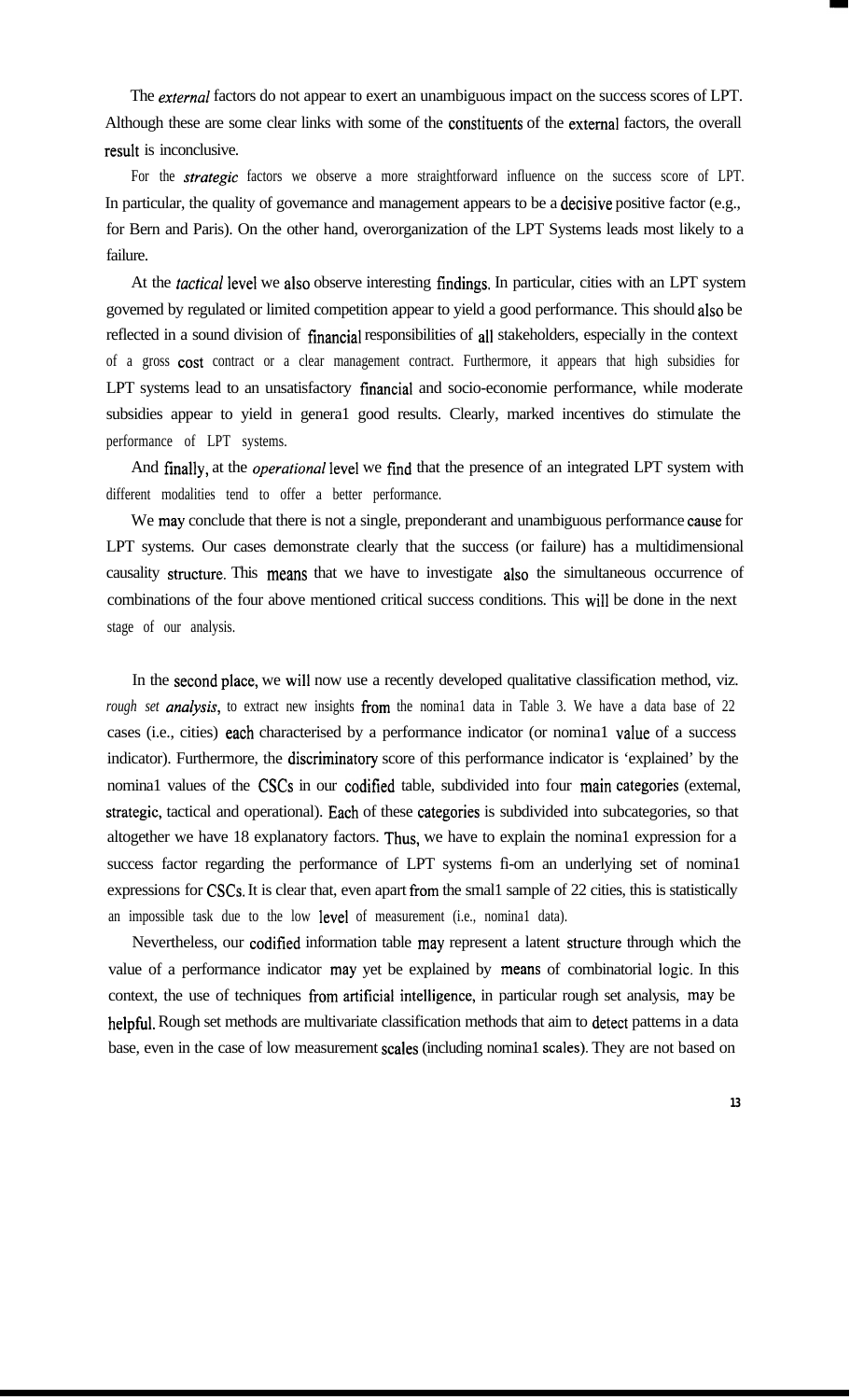The *external* factors do not appear to exert an unambiguous impact on the success scores of LPT. Although these are some clear links with some of the constituents of the external factors, the overall result is inconclusive.

For the *strategic* factors we observe a more straightforward influence on the success score of LPT. In particular, the quality of governance and management appears to be a decisive positive factor (e.g., for Bern and Paris). On the other hand, overorganization of the LPT Systems leads most likely to a failure.

At the *tactical* level we also observe interesting findings. In particular, cities with an LPT system governed by regulated or limited competition appear to yield a good performance. This should also be reflected in a sound division of financial responsibilities of all stakeholders, especially in the context of a gross cost contract or a clear management contract. Furthermore, it appears that high subsidies for LPT systems lead to an unsatisfactory financial and socio-economie performance, while moderate subsidies appear to yield in genera1 good results. Clearly, marked incentives do stimulate the performance of LPT systems.

And finally, at the *operational* level we find that the presence of an integrated LPT system with different modalities tend to offer a better performance.

We may conclude that there is not a single, preponderant and unambiguous performance cause for LPT systems. Our cases demonstrate clearly that the success (or failure) has a multidimensional causality structure. This means that we have to investigate also the simultaneous occurrence of combinations of the four above mentioned critical success conditions. This will be done in the next stage of our analysis.

In the second place, we will now use a recently developed qualitative classification method, viz. *rough set analysis*, to extract new insights from the nomina1 data in Table 3. We have a data base of 22 cases (i.e., cities) each characterised by a performance indicator (or nomina1 value of a success indicator). Furthermore, the discriminatory score of this performance indicator is 'explained' by the nomina1 values of the CSCs in our codified table, subdivided into four main categories (external, strategic, tactical and operational). Each of these categories is subdivided into subcategories, so that altogether we have 18 explanatory factors. Thus, we have to explain the nomina1 expression for a success factor regarding the performance of LPT systems fi-om an underlying set of nomina1 expressions for CSCs. It is clear that, even apart from the smal1 sample of 22 cities, this is statistically an impossible task due to the low level of measurement (i.e., nomina1 data).

Nevertheless, our codified information table may represent a latent structure through which the value of a performance indicator may yet be explained by means of combinatorial logic. In this context, the use of techniques from artificial intelligence, in particular rough set analysis, may be helpful. Rough set methods are multivariate classification methods that aim to detect patterns in a data base, even in the case of low measurement scales (including nomina1 scales). They are not based on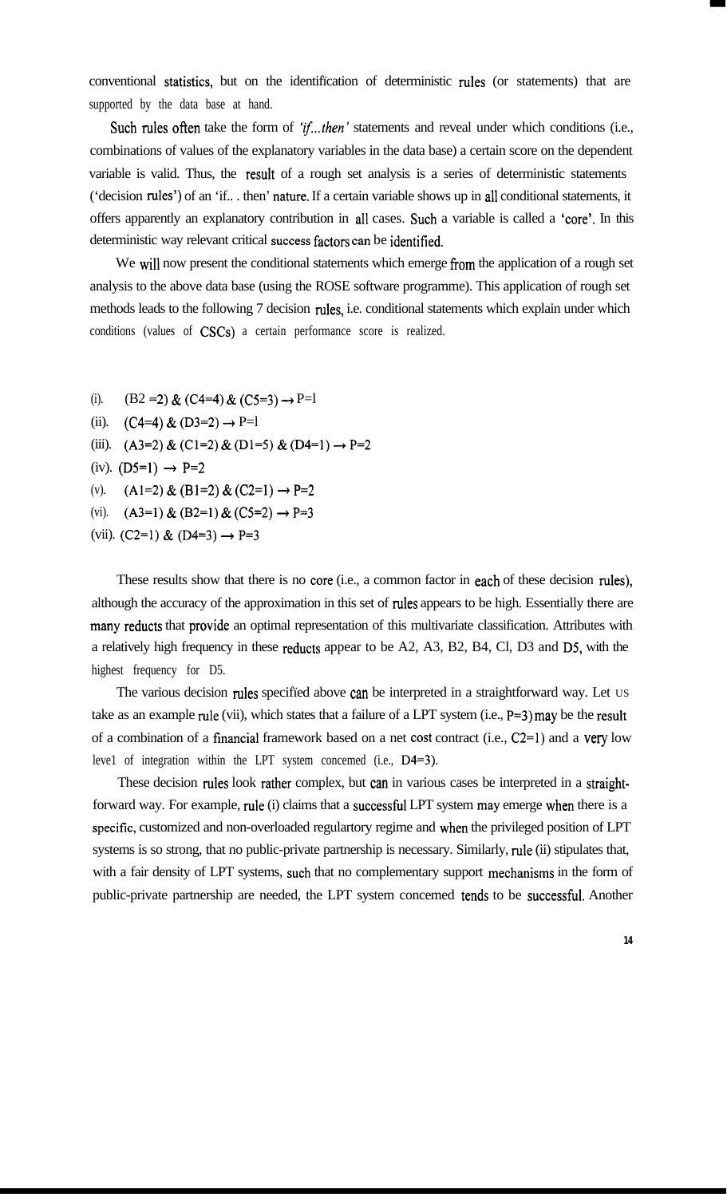conventional statistics, but on the identification of deterministic rules (or statements) that are supported by the data base at hand.

Such rules often take the form of *'if...then'* statements and reveal under which conditions (i.e., combinations of values of the explanatory variables in the data base) a certain score on the dependent variable is valid. Thus, the result of a rough set analysis is a series of deterministic statements ('decision rules') of an 'if.. . then' nature. If a certain variable shows up in all conditional statements, it offers apparently an explanatory contribution in all cases. Such a variable is called a 'core'. In this deterministic way relevant critical success factors can be identified.

We will now present the conditional statements which emerge from the application of a rough set analysis to the above data base (using the ROSE software programme). This application of rough set methods leads to the following 7 decision rules, i.e. conditional statements which explain under which conditions (values of CSCs) a certain performance score is realized.

(i). (B2 =2) & (C4=4) & (C5=3) → P=l

(ii). (C4=4) & (D3=2) → P=l

(iii). (A3=2) & (C1=2) & (D1=5) & (D4=1) → P=2

(iv). (D5=1) → P=2

(v). (A1=2) & (B1=2) & (C2=1) → P=2

(vi). (A3=1) & (B2=1) & (C5=2) → P=3

(vii). (C2=1) & (D4=3) → P=3

These results show that there is no core (i.e., a common factor in each of these decision rules), although the accuracy of the approximation in this set of rules appears to be high. Essentially there are many reducts that provide an optimal representation of this multivariate classification. Attributes with a relatively high frequency in these reducts appear to be A2, A3, B2, B4, Cl, D3 and D5, with the highest frequency for D5.

The various decision rules specified above can be interpreted in a straightforward way. Let us take as an example rule (vii), which states that a failure of a LPT system (i.e., P=3) may be the result of a combination of a financial framework based on a net cost contract (i.e., C2=1) and a very low leve1 of integration within the LPT system concemed (i.e., D4=3).

These decision rules look rather complex, but can in various cases be interpreted in a straight-forward way. For example, rule (i) claims that a successful LPT system may emerge when there is a specific, customized and non-overloaded regulartory regime and when the privileged position of LPT systems is so strong, that no public-private partnership is necessary. Similarly, rule (ii) stipulates that, with a fair density of LPT systems, such that no complementary support mechanisms in the form of public-private partnership are needed, the LPT system concerned tends to be successful. Another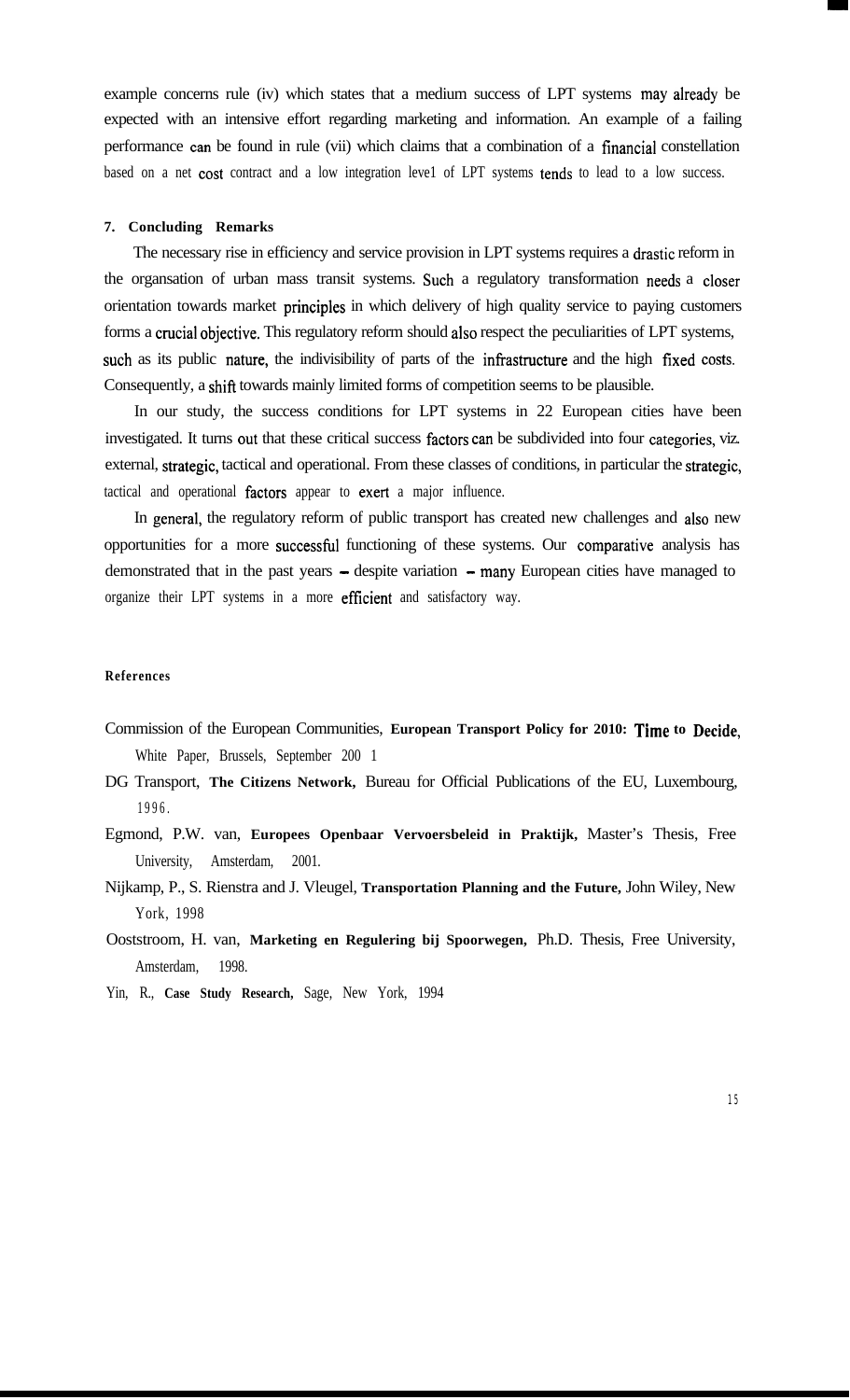example concerns rule (iv) which states that a medium success of LPT systems may already be expected with an intensive effort regarding marketing and information. An example of a failing performance can be found in rule (vii) which claims that a combination of a financial constellation based on a net cost contract and a low integration leve1 of LPT systems tends to lead to a low success.

## 7. Concluding Remarks

The necessary rise in efficiency and service provision in LPT systems requires a drastic reform in the organsation of urban mass transit systems. Such a regulatory transformation needs a closer orientation towards market principles in which delivery of high quality service to paying customers forms a crucial objective. This regulatory reform should also respect the peculiarities of LPT systems, such as its public nature, the indivisibility of parts of the infrastructure and the high fixed costs. Consequently, a shift towards mainly limited forms of competition seems to be plausible.

In our study, the success conditions for LPT systems in 22 European cities have been investigated. It turns out that these critical success factors can be subdivided into four categories, viz. external, strategic, tactical and operational. From these classes of conditions, in particular the strategic, tactical and operational factors appear to exert a major influence.

In general, the regulatory reform of public transport has created new challenges and also new opportunities for a more successful functioning of these systems. Our comparative analysis has demonstrated that in the past years – despite variation – many European cities have managed to organize their LPT systems in a more efficient and satisfactory way.

## References

Commission of the European Communities, **European Transport Policy for 2010: Time to Decide**, White Paper, Brussels, September 200 1

DG Transport, **The Citizens Network,** Bureau for Official Publications of the EU, Luxembourg, 1996.

Egmond, P.W. van, **Europees Openbaar Vervoersbeleid in Praktijk,** Master's Thesis, Free University, Amsterdam, 2001.

Nijkamp, P., S. Rienstra and J. Vleugel, **Transportation Planning and the Future,** John Wiley, New York, 1998

Ooststroom, H. van, **Marketing en Regulering bij Spoorwegen,** Ph.D. Thesis, Free University, Amsterdam, 1998.

Yin, R., **Case Study Research,** Sage, New York, 1994